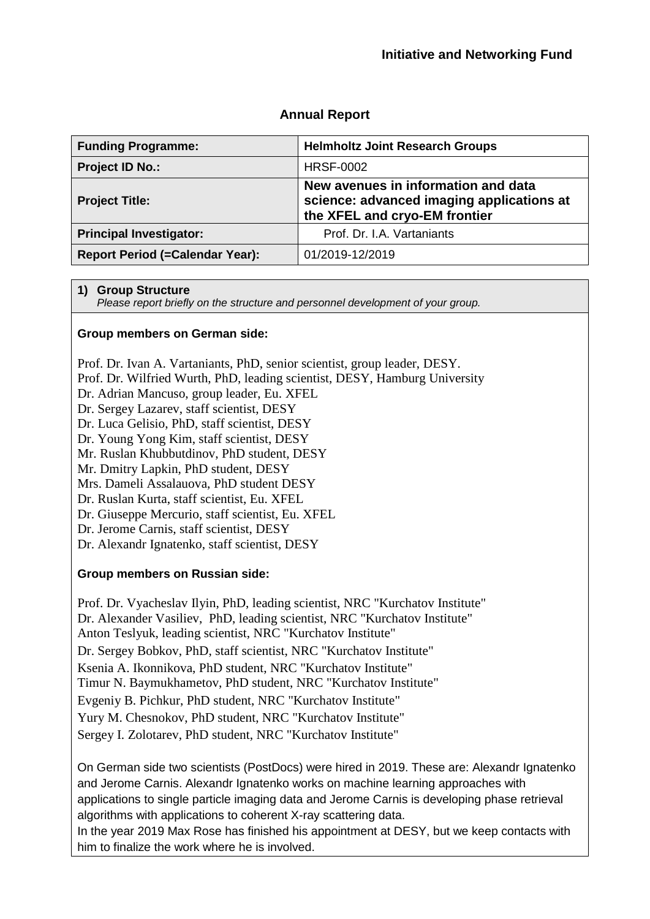**Initiative and Networking Fund**

## Annual Report

| Funding Programme: | Helmholtz Joint Research Groups |
|---|---|
| **Project ID No.:** | HRSF-0002 |
| **Project Title:** | **New avenues in information and data science: advanced imaging applications at the XFEL and cryo-EM frontier** |
| **Principal Investigator:** | Prof. Dr. I.A. Vartaniants |
| **Report Period (=Calendar Year):** | 01/2019-12/2019 |

### 1) Group Structure

*Please report briefly on the structure and personnel development of your group.*

**Group members on German side:**

Prof. Dr. Ivan A. Vartaniants, PhD, senior scientist, group leader, DESY.
Prof. Dr. Wilfried Wurth, PhD, leading scientist, DESY, Hamburg University
Dr. Adrian Mancuso, group leader, Eu. XFEL
Dr. Sergey Lazarev, staff scientist, DESY
Dr. Luca Gelisio, PhD, staff scientist, DESY
Dr. Young Yong Kim, staff scientist, DESY
Mr. Ruslan Khubbutdinov, PhD student, DESY
Mr. Dmitry Lapkin, PhD student, DESY
Mrs. Dameli Assalauova, PhD student DESY
Dr. Ruslan Kurta, staff scientist, Eu. XFEL
Dr. Giuseppe Mercurio, staff scientist, Eu. XFEL
Dr. Jerome Carnis, staff scientist, DESY
Dr. Alexandr Ignatenko, staff scientist, DESY

**Group members on Russian side:**

Prof. Dr. Vyacheslav Ilyin, PhD, leading scientist, NRC "Kurchatov Institute"
Dr. Alexander Vasiliev, PhD, leading scientist, NRC "Kurchatov Institute"
Anton Teslyuk, leading scientist, NRC "Kurchatov Institute"
Dr. Sergey Bobkov, PhD, staff scientist, NRC "Kurchatov Institute"
Ksenia A. Ikonnikova, PhD student, NRC "Kurchatov Institute"
Timur N. Baymukhametov, PhD student, NRC "Kurchatov Institute"
Evgeniy B. Pichkur, PhD student, NRC "Kurchatov Institute"
Yury M. Chesnokov, PhD student, NRC "Kurchatov Institute"
Sergey I. Zolotarev, PhD student, NRC "Kurchatov Institute"

On German side two scientists (PostDocs) were hired in 2019. These are: Alexandr Ignatenko and Jerome Carnis. Alexandr Ignatenko works on machine learning approaches with applications to single particle imaging data and Jerome Carnis is developing phase retrieval algorithms with applications to coherent X-ray scattering data.
In the year 2019 Max Rose has finished his appointment at DESY, but we keep contacts with him to finalize the work where he is involved.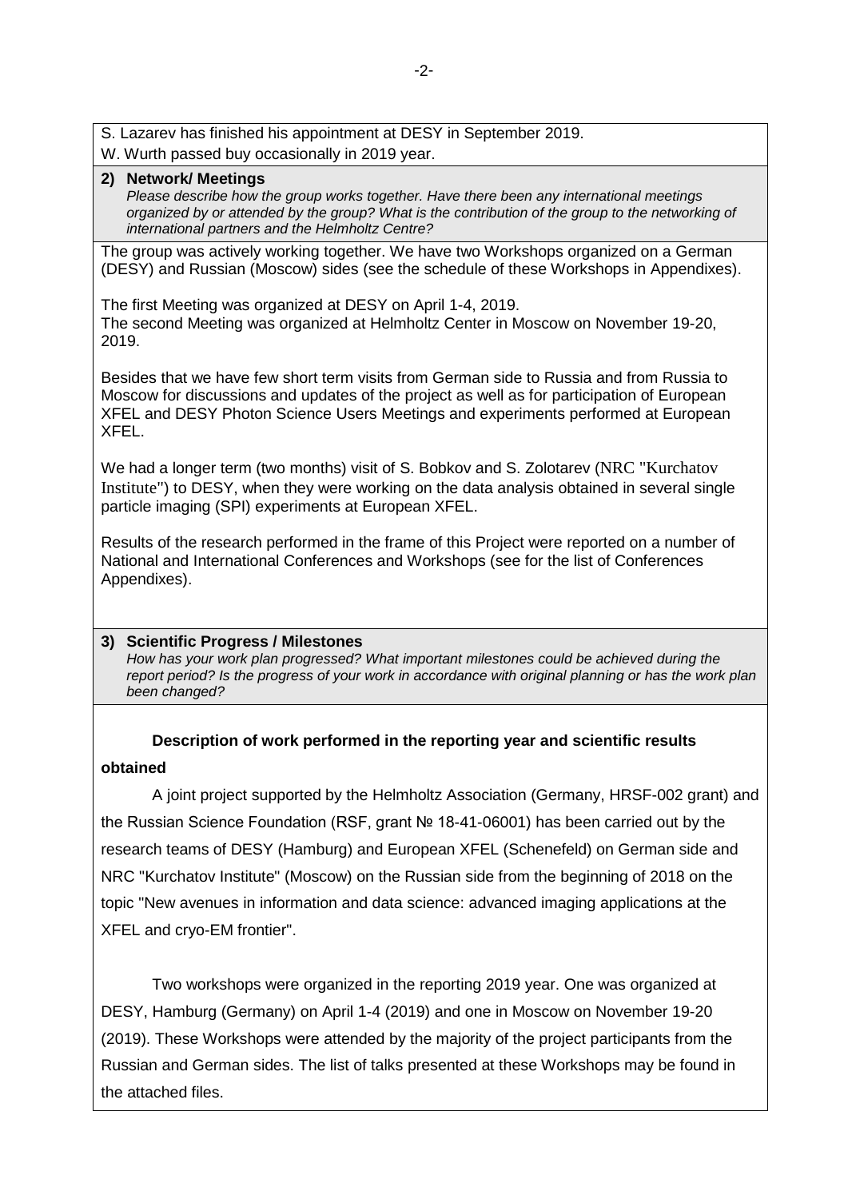S. Lazarev has finished his appointment at DESY in September 2019.
W. Wurth passed buy occasionally in 2019 year.

**2) Network/ Meetings**
*Please describe how the group works together. Have there been any international meetings organized by or attended by the group? What is the contribution of the group to the networking of international partners and the Helmholtz Centre?*

The group was actively working together. We have two Workshops organized on a German (DESY) and Russian (Moscow) sides (see the schedule of these Workshops in Appendixes).

The first Meeting was organized at DESY on April 1-4, 2019.
The second Meeting was organized at Helmholtz Center in Moscow on November 19-20, 2019.

Besides that we have few short term visits from German side to Russia and from Russia to Moscow for discussions and updates of the project as well as for participation of European XFEL and DESY Photon Science Users Meetings and experiments performed at European XFEL.

We had a longer term (two months) visit of S. Bobkov and S. Zolotarev (NRC "Kurchatov Institute") to DESY, when they were working on the data analysis obtained in several single particle imaging (SPI) experiments at European XFEL.

Results of the research performed in the frame of this Project were reported on a number of National and International Conferences and Workshops (see for the list of Conferences Appendixes).

**3) Scientific Progress / Milestones**
*How has your work plan progressed? What important milestones could be achieved during the report period? Is the progress of your work in accordance with original planning or has the work plan been changed?*

**Description of work performed in the reporting year and scientific results obtained**

A joint project supported by the Helmholtz Association (Germany, HRSF-002 grant) and the Russian Science Foundation (RSF, grant № 18-41-06001) has been carried out by the research teams of DESY (Hamburg) and European XFEL (Schenefeld) on German side and NRC "Kurchatov Institute" (Moscow) on the Russian side from the beginning of 2018 on the topic "New avenues in information and data science: advanced imaging applications at the XFEL and cryo-EM frontier".

Two workshops were organized in the reporting 2019 year. One was organized at DESY, Hamburg (Germany) on April 1-4 (2019) and one in Moscow on November 19-20 (2019). These Workshops were attended by the majority of the project participants from the Russian and German sides. The list of talks presented at these Workshops may be found in the attached files.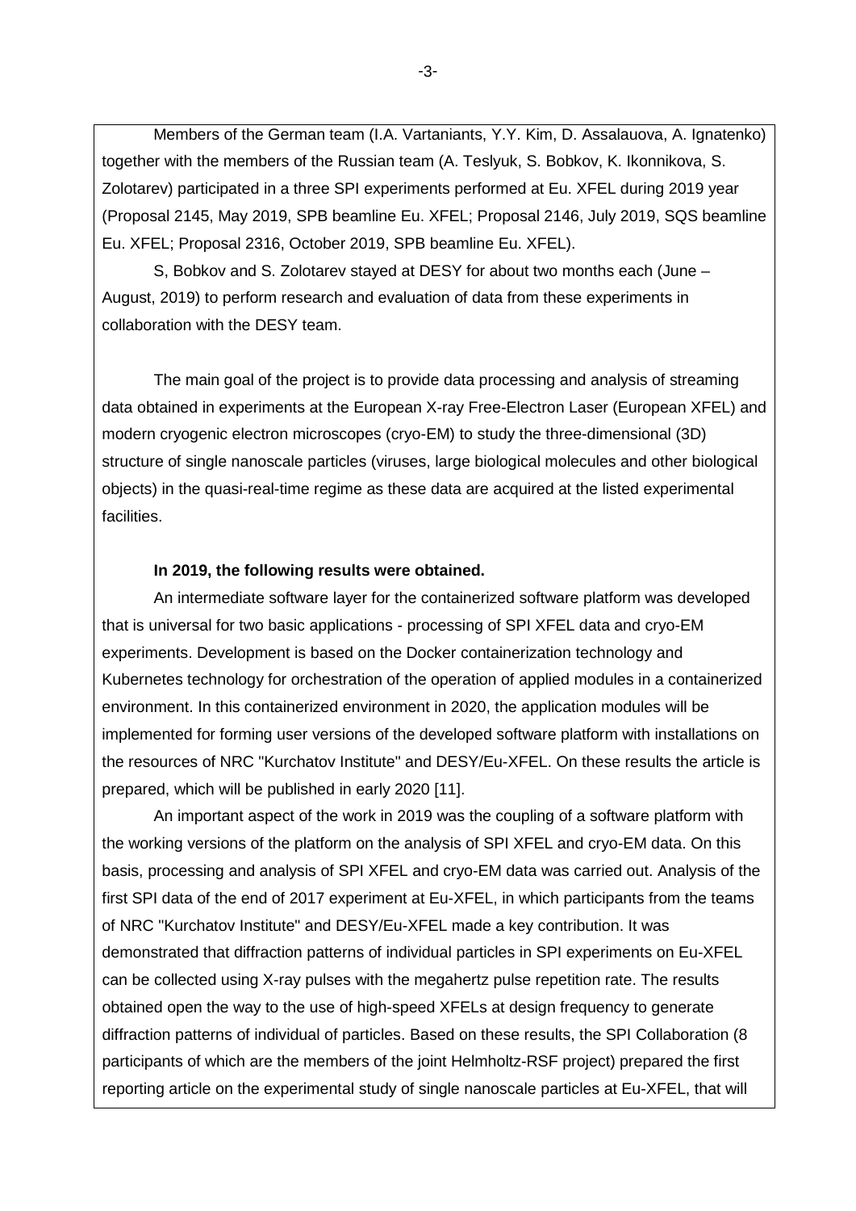Members of the German team (I.A. Vartaniants, Y.Y. Kim, D. Assalauova, A. Ignatenko) together with the members of the Russian team (A. Teslyuk, S. Bobkov, K. Ikonnikova, S. Zolotarev) participated in a three SPI experiments performed at Eu. XFEL during 2019 year (Proposal 2145, May 2019, SPB beamline Eu. XFEL; Proposal 2146, July 2019, SQS beamline Eu. XFEL; Proposal 2316, October 2019, SPB beamline Eu. XFEL).

S, Bobkov and S. Zolotarev stayed at DESY for about two months each (June – August, 2019) to perform research and evaluation of data from these experiments in collaboration with the DESY team.

The main goal of the project is to provide data processing and analysis of streaming data obtained in experiments at the European X-ray Free-Electron Laser (European XFEL) and modern cryogenic electron microscopes (cryo-EM) to study the three-dimensional (3D) structure of single nanoscale particles (viruses, large biological molecules and other biological objects) in the quasi-real-time regime as these data are acquired at the listed experimental facilities.

**In 2019, the following results were obtained.**

An intermediate software layer for the containerized software platform was developed that is universal for two basic applications - processing of SPI XFEL data and cryo-EM experiments. Development is based on the Docker containerization technology and Kubernetes technology for orchestration of the operation of applied modules in a containerized environment. In this containerized environment in 2020, the application modules will be implemented for forming user versions of the developed software platform with installations on the resources of NRC "Kurchatov Institute" and DESY/Eu-XFEL. On these results the article is prepared, which will be published in early 2020 [11].

An important aspect of the work in 2019 was the coupling of a software platform with the working versions of the platform on the analysis of SPI XFEL and cryo-EM data. On this basis, processing and analysis of SPI XFEL and cryo-EM data was carried out. Analysis of the first SPI data of the end of 2017 experiment at Eu-XFEL, in which participants from the teams of NRC "Kurchatov Institute" and DESY/Eu-XFEL made a key contribution. It was demonstrated that diffraction patterns of individual particles in SPI experiments on Eu-XFEL can be collected using X-ray pulses with the megahertz pulse repetition rate. The results obtained open the way to the use of high-speed XFELs at design frequency to generate diffraction patterns of individual of particles. Based on these results, the SPI Collaboration (8 participants of which are the members of the joint Helmholtz-RSF project) prepared the first reporting article on the experimental study of single nanoscale particles at Eu-XFEL, that will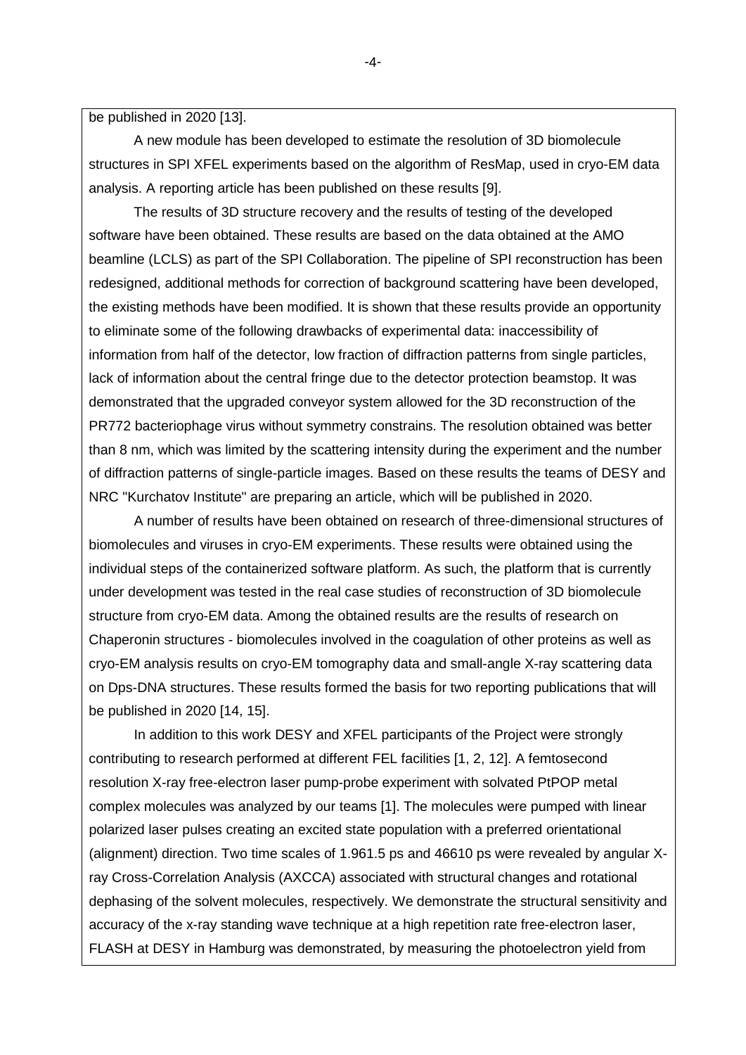be published in 2020 [13].

A new module has been developed to estimate the resolution of 3D biomolecule structures in SPI XFEL experiments based on the algorithm of ResMap, used in cryo-EM data analysis. A reporting article has been published on these results [9].

The results of 3D structure recovery and the results of testing of the developed software have been obtained. These results are based on the data obtained at the AMO beamline (LCLS) as part of the SPI Collaboration. The pipeline of SPI reconstruction has been redesigned, additional methods for correction of background scattering have been developed, the existing methods have been modified. It is shown that these results provide an opportunity to eliminate some of the following drawbacks of experimental data: inaccessibility of information from half of the detector, low fraction of diffraction patterns from single particles, lack of information about the central fringe due to the detector protection beamstop. It was demonstrated that the upgraded conveyor system allowed for the 3D reconstruction of the PR772 bacteriophage virus without symmetry constrains. The resolution obtained was better than 8 nm, which was limited by the scattering intensity during the experiment and the number of diffraction patterns of single-particle images. Based on these results the teams of DESY and NRC "Kurchatov Institute" are preparing an article, which will be published in 2020.

A number of results have been obtained on research of three-dimensional structures of biomolecules and viruses in cryo-EM experiments. These results were obtained using the individual steps of the containerized software platform. As such, the platform that is currently under development was tested in the real case studies of reconstruction of 3D biomolecule structure from cryo-EM data. Among the obtained results are the results of research on Chaperonin structures - biomolecules involved in the coagulation of other proteins as well as cryo-EM analysis results on cryo-EM tomography data and small-angle X-ray scattering data on Dps-DNA structures. These results formed the basis for two reporting publications that will be published in 2020 [14, 15].

In addition to this work DESY and XFEL participants of the Project were strongly contributing to research performed at different FEL facilities [1, 2, 12]. A femtosecond resolution X-ray free-electron laser pump-probe experiment with solvated PtPOP metal complex molecules was analyzed by our teams [1]. The molecules were pumped with linear polarized laser pulses creating an excited state population with a preferred orientational (alignment) direction. Two time scales of 1.961.5 ps and 46610 ps were revealed by angular X-ray Cross-Correlation Analysis (AXCCA) associated with structural changes and rotational dephasing of the solvent molecules, respectively. We demonstrate the structural sensitivity and accuracy of the x-ray standing wave technique at a high repetition rate free-electron laser, FLASH at DESY in Hamburg was demonstrated, by measuring the photoelectron yield from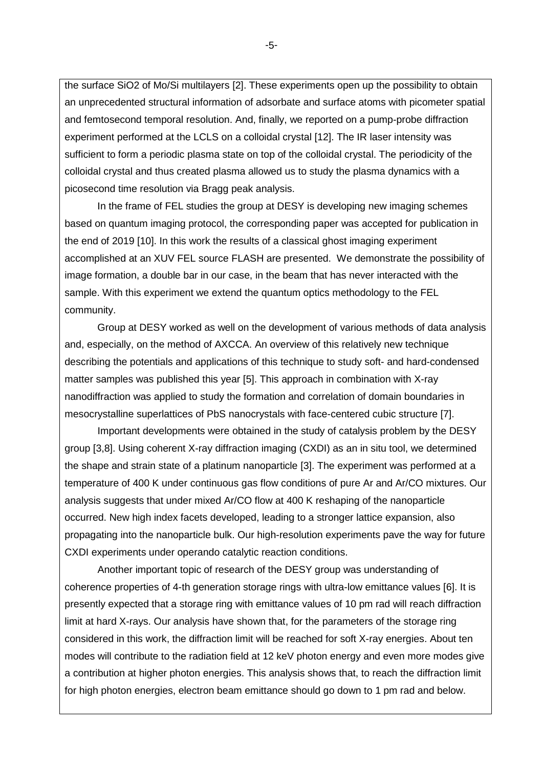the surface $SiO_2$ of Mo/Si multilayers [2]. These experiments open up the possibility to obtain an unprecedented structural information of adsorbate and surface atoms with picometer spatial and femtosecond temporal resolution. And, finally, we reported on a pump-probe diffraction experiment performed at the LCLS on a colloidal crystal [12]. The IR laser intensity was sufficient to form a periodic plasma state on top of the colloidal crystal. The periodicity of the colloidal crystal and thus created plasma allowed us to study the plasma dynamics with a picosecond time resolution via Bragg peak analysis.

In the frame of FEL studies the group at DESY is developing new imaging schemes based on quantum imaging protocol, the corresponding paper was accepted for publication in the end of 2019 [10]. In this work the results of a classical ghost imaging experiment accomplished at an XUV FEL source FLASH are presented. We demonstrate the possibility of image formation, a double bar in our case, in the beam that has never interacted with the sample. With this experiment we extend the quantum optics methodology to the FEL community.

Group at DESY worked as well on the development of various methods of data analysis and, especially, on the method of AXCCA. An overview of this relatively new technique describing the potentials and applications of this technique to study soft- and hard-condensed matter samples was published this year [5]. This approach in combination with X-ray nanodiffraction was applied to study the formation and correlation of domain boundaries in mesocrystalline superlattices of PbS nanocrystals with face-centered cubic structure [7].

Important developments were obtained in the study of catalysis problem by the DESY group [3,8]. Using coherent X-ray diffraction imaging (CXDI) as an in situ tool, we determined the shape and strain state of a platinum nanoparticle [3]. The experiment was performed at a temperature of 400 K under continuous gas flow conditions of pure Ar and Ar/CO mixtures. Our analysis suggests that under mixed Ar/CO flow at 400 K reshaping of the nanoparticle occurred. New high index facets developed, leading to a stronger lattice expansion, also propagating into the nanoparticle bulk. Our high-resolution experiments pave the way for future CXDI experiments under operando catalytic reaction conditions.

Another important topic of research of the DESY group was understanding of coherence properties of 4-th generation storage rings with ultra-low emittance values [6]. It is presently expected that a storage ring with emittance values of 10 pm rad will reach diffraction limit at hard X-rays. Our analysis have shown that, for the parameters of the storage ring considered in this work, the diffraction limit will be reached for soft X-ray energies. About ten modes will contribute to the radiation field at 12 keV photon energy and even more modes give a contribution at higher photon energies. This analysis shows that, to reach the diffraction limit for high photon energies, electron beam emittance should go down to 1 pm rad and below.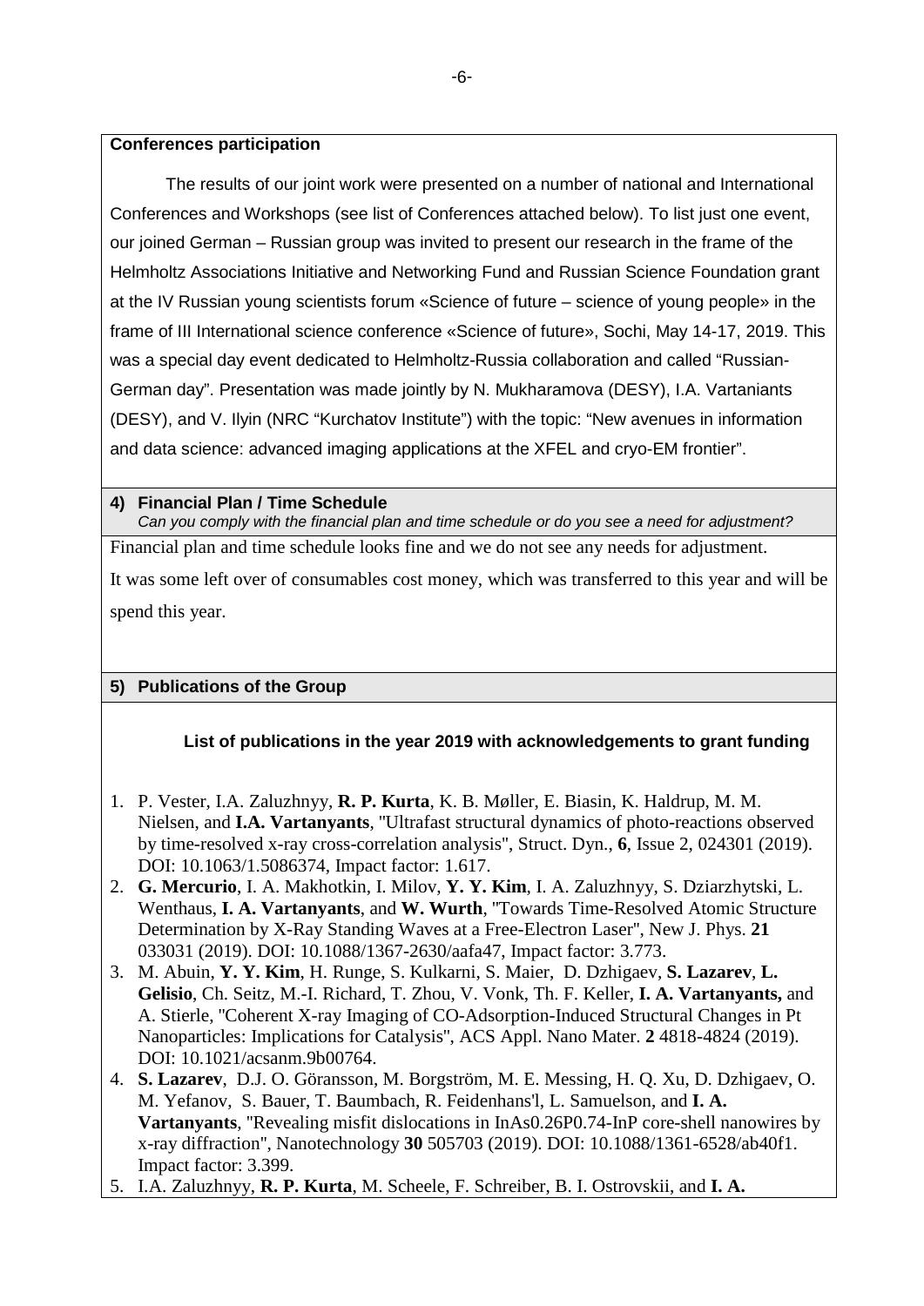**Conferences participation**

The results of our joint work were presented on a number of national and International Conferences and Workshops (see list of Conferences attached below). To list just one event, our joined German – Russian group was invited to present our research in the frame of the Helmholtz Associations Initiative and Networking Fund and Russian Science Foundation grant at the IV Russian young scientists forum «Science of future – science of young people» in the frame of III International science conference «Science of future», Sochi, May 14-17, 2019. This was a special day event dedicated to Helmholtz-Russia collaboration and called "Russian-German day". Presentation was made jointly by N. Mukharamova (DESY), I.A. Vartaniants (DESY), and V. Ilyin (NRC "Kurchatov Institute") with the topic: "New avenues in information and data science: advanced imaging applications at the XFEL and cryo-EM frontier".

## 4) Financial Plan / Time Schedule

*Can you comply with the financial plan and time schedule or do you see a need for adjustment?*

Financial plan and time schedule looks fine and we do not see any needs for adjustment.

It was some left over of consumables cost money, which was transferred to this year and will be spend this year.

## 5) Publications of the Group

**List of publications in the year 2019 with acknowledgements to grant funding**

1. P. Vester, I.A. Zaluzhnyy, **R. P. Kurta**, K. B. Møller, E. Biasin, K. Haldrup, M. M. Nielsen, and **I.A. Vartanyants**, "Ultrafast structural dynamics of photo-reactions observed by time-resolved x-ray cross-correlation analysis", Struct. Dyn., **6**, Issue 2, 024301 (2019). DOI: 10.1063/1.5086374, Impact factor: 1.617.
2. **G. Mercurio**, I. A. Makhotkin, I. Milov, **Y. Y. Kim**, I. A. Zaluzhnyy, S. Dziarzhytski, L. Wenthaus, **I. A. Vartanyants**, and **W. Wurth**, "Towards Time-Resolved Atomic Structure Determination by X-Ray Standing Waves at a Free-Electron Laser", New J. Phys. **21** 033031 (2019). DOI: 10.1088/1367-2630/aafa47, Impact factor: 3.773.
3. M. Abuin, **Y. Y. Kim**, H. Runge, S. Kulkarni, S. Maier, D. Dzhigaev, **S. Lazarev**, **L. Gelisio**, Ch. Seitz, M.-I. Richard, T. Zhou, V. Vonk, Th. F. Keller, **I. A. Vartanyants,** and A. Stierle, "Coherent X-ray Imaging of CO-Adsorption-Induced Structural Changes in Pt Nanoparticles: Implications for Catalysis", ACS Appl. Nano Mater. **2** 4818-4824 (2019). DOI: 10.1021/acsanm.9b00764.
4. **S. Lazarev**, D.J. O. Göransson, M. Borgström, M. E. Messing, H. Q. Xu, D. Dzhigaev, O. M. Yefanov, S. Bauer, T. Baumbach, R. Feidenhans'l, L. Samuelson, and **I. A. Vartanyants**, "Revealing misfit dislocations in $InAs_{0.26}P_{0.74}$-InP core-shell nanowires by x-ray diffraction", Nanotechnology **30** 505703 (2019). DOI: 10.1088/1361-6528/ab40f1. Impact factor: 3.399.
5. I.A. Zaluzhnyy, **R. P. Kurta**, M. Scheele, F. Schreiber, B. I. Ostrovskii, and **I. A.**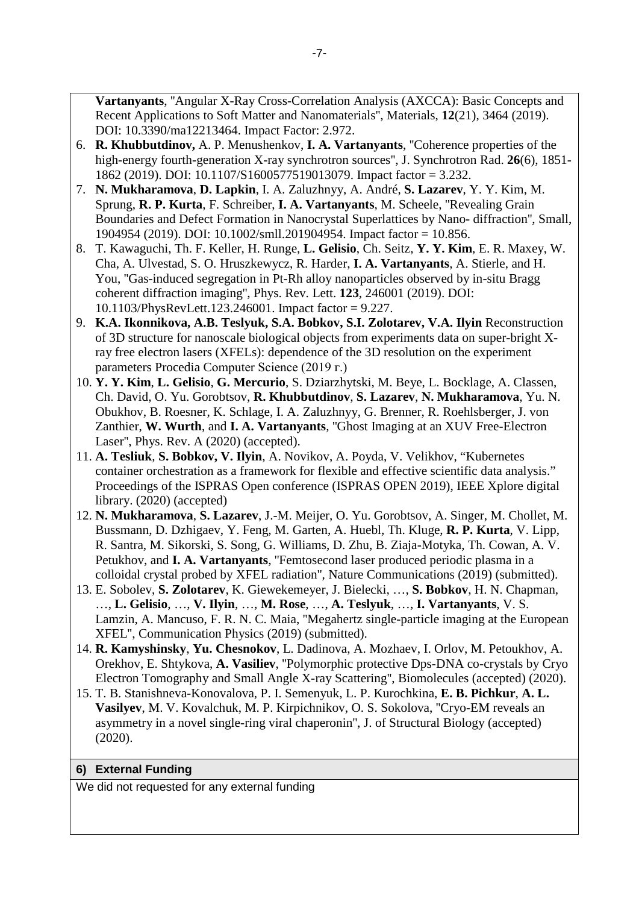**Vartanyants**, "Angular X-Ray Cross-Correlation Analysis (AXCCA): Basic Concepts and Recent Applications to Soft Matter and Nanomaterials", Materials, **12**(21), 3464 (2019). DOI: 10.3390/ma12213464. Impact Factor: 2.972.

6. **R. Khubbutdinov,** A. P. Menushenkov, **I. A. Vartanyants**, "Coherence properties of the high-energy fourth-generation X-ray synchrotron sources", J. Synchrotron Rad. **26**(6), 1851-1862 (2019). DOI: 10.1107/S1600577519013079. Impact factor = 3.232.
7. **N. Mukharamova**, **D. Lapkin**, I. A. Zaluzhnyy, A. André, **S. Lazarev**, Y. Y. Kim, M. Sprung, **R. P. Kurta**, F. Schreiber, **I. A. Vartanyants**, M. Scheele, "Revealing Grain Boundaries and Defect Formation in Nanocrystal Superlattices by Nano- diffraction", Small, 1904954 (2019). DOI: 10.1002/smll.201904954. Impact factor = 10.856.
8. T. Kawaguchi, Th. F. Keller, H. Runge, **L. Gelisio**, Ch. Seitz, **Y. Y. Kim**, E. R. Maxey, W. Cha, A. Ulvestad, S. O. Hruszkewycz, R. Harder, **I. A. Vartanyants**, A. Stierle, and H. You, "Gas-induced segregation in Pt-Rh alloy nanoparticles observed by in-situ Bragg coherent diffraction imaging", Phys. Rev. Lett. **123**, 246001 (2019). DOI: 10.1103/PhysRevLett.123.246001. Impact factor = 9.227.
9. **K.A. Ikonnikova, A.B. Teslyuk, S.A. Bobkov, S.I. Zolotarev, V.A. Ilyin** Reconstruction of 3D structure for nanoscale biological objects from experiments data on super-bright X-ray free electron lasers (XFELs): dependence of the 3D resolution on the experiment parameters Procedia Computer Science (2019 г.)
10. **Y. Y. Kim**, **L. Gelisio**, **G. Mercurio**, S. Dziarzhytski, M. Beye, L. Bocklage, A. Classen, Ch. David, O. Yu. Gorobtsov, **R. Khubbutdinov**, **S. Lazarev**, **N. Mukharamova**, Yu. N. Obukhov, B. Roesner, K. Schlage, I. A. Zaluzhnyy, G. Brenner, R. Roehlsberger, J. von Zanthier, **W. Wurth**, and **I. A. Vartanyants**, "Ghost Imaging at an XUV Free-Electron Laser", Phys. Rev. A (2020) (accepted).
11. **A. Tesliuk**, **S. Bobkov, V. Ilyin**, A. Novikov, A. Poyda, V. Velikhov, "Kubernetes container orchestration as a framework for flexible and effective scientific data analysis." Proceedings of the ISPRAS Open conference (ISPRAS OPEN 2019), IEEE Xplore digital library. (2020) (accepted)
12. **N. Mukharamova**, **S. Lazarev**, J.-M. Meijer, O. Yu. Gorobtsov, A. Singer, M. Chollet, M. Bussmann, D. Dzhigaev, Y. Feng, M. Garten, A. Huebl, Th. Kluge, **R. P. Kurta**, V. Lipp, R. Santra, M. Sikorski, S. Song, G. Williams, D. Zhu, B. Ziaja-Motyka, Th. Cowan, A. V. Petukhov, and **I. A. Vartanyants**, "Femtosecond laser produced periodic plasma in a colloidal crystal probed by XFEL radiation", Nature Communications (2019) (submitted).
13. E. Sobolev, **S. Zolotarev**, K. Giewekemeyer, J. Bielecki, …, **S. Bobkov**, H. N. Chapman, …, **L. Gelisio**, …, **V. Ilyin**, …, **M. Rose**, …, **A. Teslyuk**, …, **I. Vartanyants**, V. S. Lamzin, A. Mancuso, F. R. N. C. Maia, "Megahertz single-particle imaging at the European XFEL", Communication Physics (2019) (submitted).
14. **R. Kamyshinsky**, **Yu. Chesnokov**, L. Dadinova, A. Mozhaev, I. Orlov, M. Petoukhov, A. Orekhov, E. Shtykova, **A. Vasiliev**, "Polymorphic protective Dps-DNA co-crystals by Cryo Electron Tomography and Small Angle X-ray Scattering", Biomolecules (accepted) (2020).
15. T. B. Stanishneva-Konovalova, P. I. Semenyuk, L. P. Kurochkina, **E. B. Pichkur**, **A. L. Vasilyev**, M. V. Kovalchuk, M. P. Kirpichnikov, O. S. Sokolova, "Cryo-EM reveals an asymmetry in a novel single-ring viral chaperonin", J. of Structural Biology (accepted) (2020).

## 6) External Funding

We did not requested for any external funding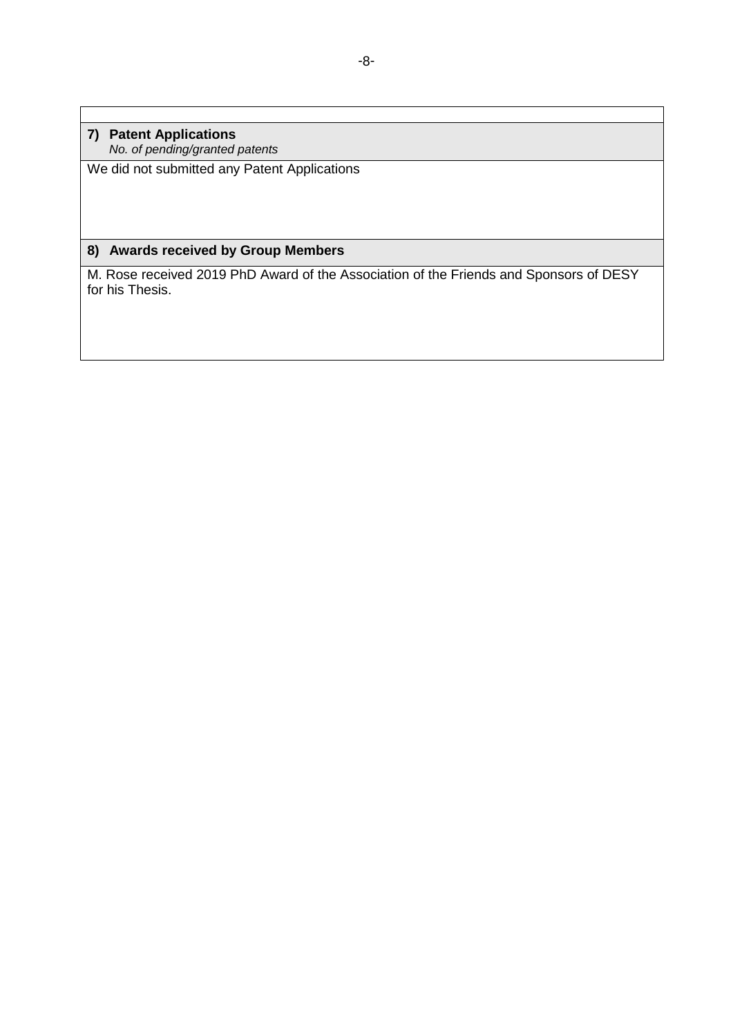**7) Patent Applications**
*No. of pending/granted patents*

We did not submitted any Patent Applications

**8) Awards received by Group Members**

M. Rose received 2019 PhD Award of the Association of the Friends and Sponsors of DESY for his Thesis.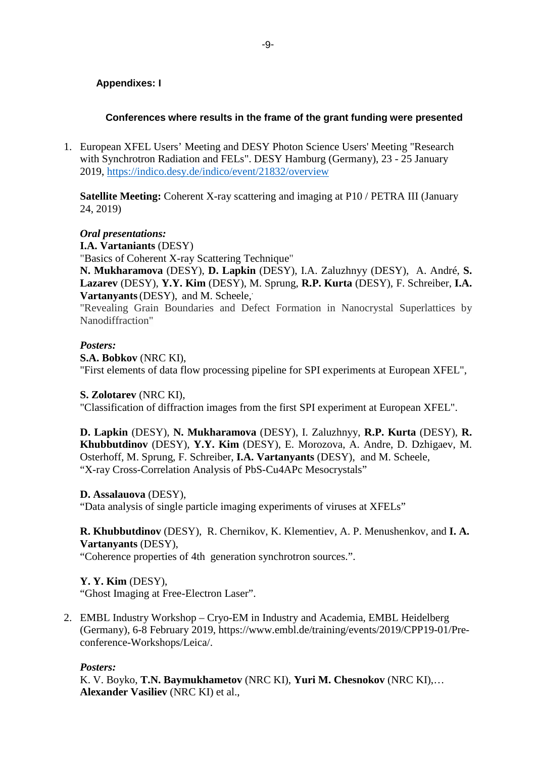**Appendixes: I**

### Conferences where results in the frame of the grant funding were presented

1. European XFEL Users' Meeting and DESY Photon Science Users' Meeting "Research with Synchrotron Radiation and FELs". DESY Hamburg (Germany), 23 - 25 January 2019, https://indico.desy.de/indico/event/21832/overview

   **Satellite Meeting:** Coherent X-ray scattering and imaging at P10 / PETRA III (January 24, 2019)

   ***Oral presentations:***
   **I.A. Vartaniants** (DESY)
   "Basics of Coherent X-ray Scattering Technique"
   **N. Mukharamova** (DESY), **D. Lapkin** (DESY), I.A. Zaluzhnyy (DESY), A. André, **S. Lazarev** (DESY), **Y.Y. Kim** (DESY), M. Sprung, **R.P. Kurta** (DESY), F. Schreiber, **I.A. Vartanyants** (DESY), and M. Scheele,
   "Revealing Grain Boundaries and Defect Formation in Nanocrystal Superlattices by Nanodiffraction"

   ***Posters:***
   **S.A. Bobkov** (NRC KI),
   "First elements of data flow processing pipeline for SPI experiments at European XFEL",

   **S. Zolotarev** (NRC KI),
   "Classification of diffraction images from the first SPI experiment at European XFEL".

   **D. Lapkin** (DESY), **N. Mukharamova** (DESY), I. Zaluzhnyy, **R.P. Kurta** (DESY), **R. Khubbutdinov** (DESY), **Y.Y. Kim** (DESY), E. Morozova, A. Andre, D. Dzhigaev, M. Osterhoff, M. Sprung, F. Schreiber, **I.A. Vartanyants** (DESY), and M. Scheele,
   "X-ray Cross-Correlation Analysis of PbS-Cu4APc Mesocrystals"

   **D. Assalauova** (DESY),
   "Data analysis of single particle imaging experiments of viruses at XFELs"

   **R. Khubbutdinov** (DESY), R. Chernikov, K. Klementiev, A. P. Menushenkov, and **I. A. Vartanyants** (DESY),
   "Coherence properties of 4th generation synchrotron sources.".

   **Y. Y. Kim** (DESY),
   "Ghost Imaging at Free-Electron Laser".

2. EMBL Industry Workshop – Cryo-EM in Industry and Academia, EMBL Heidelberg (Germany), 6-8 February 2019, https://www.embl.de/training/events/2019/CPP19-01/Pre-conference-Workshops/Leica/.

   ***Posters:***
   K. V. Boyko, **T.N. Baymukhametov** (NRC KI), **Yuri M. Chesnokov** (NRC KI),… **Alexander Vasiliev** (NRC KI) et al.,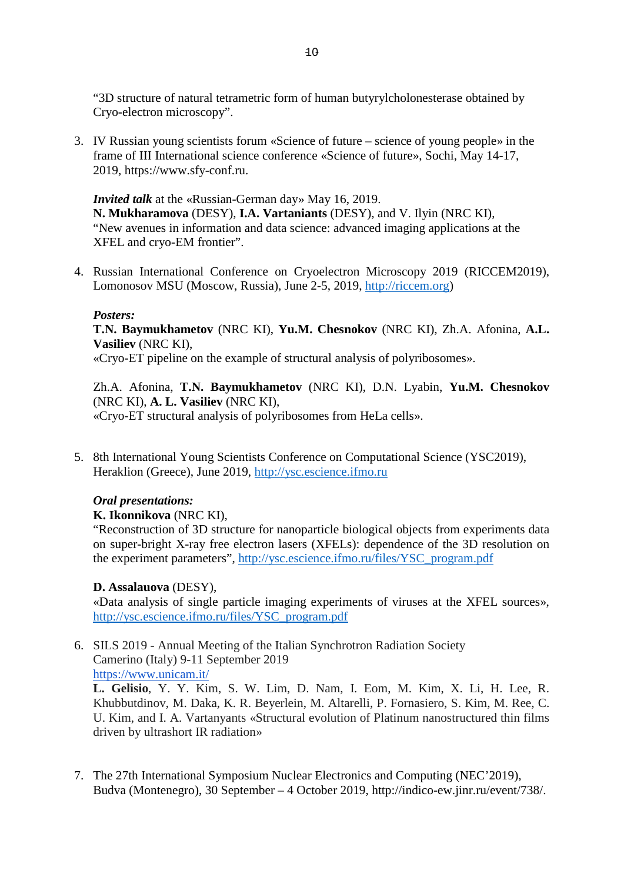"3D structure of natural tetrametric form of human butyrylcholonesterase obtained by Cryo-electron microscopy".

3. IV Russian young scientists forum «Science of future – science of young people» in the frame of III International science conference «Science of future», Sochi, May 14-17, 2019, https://www.sfy-conf.ru.

   ***Invited talk*** at the «Russian-German day» May 16, 2019.
   **N. Mukharamova** (DESY), **I.A. Vartaniants** (DESY), and V. Ilyin (NRC KI), "New avenues in information and data science: advanced imaging applications at the XFEL and cryo-EM frontier".

4. Russian International Conference on Cryoelectron Microscopy 2019 (RICCEM2019), Lomonosov MSU (Moscow, Russia), June 2-5, 2019, http://riccem.org)

   ***Posters:***
   **T.N. Baymukhametov** (NRC KI), **Yu.M. Chesnokov** (NRC KI), Zh.A. Afonina, **A.L. Vasiliev** (NRC KI),
   «Cryo-ET pipeline on the example of structural analysis of polyribosomes».

   Zh.A. Afonina, **T.N. Baymukhametov** (NRC KI), D.N. Lyabin, **Yu.M. Chesnokov** (NRC KI), **A. L. Vasiliev** (NRC KI),
   «Cryo-ET structural analysis of polyribosomes from HeLa cells».

5. 8th International Young Scientists Conference on Computational Science (YSC2019), Heraklion (Greece), June 2019, http://ysc.escience.ifmo.ru

   ***Oral presentations:***
   **K. Ikonnikova** (NRC KI),
   "Reconstruction of 3D structure for nanoparticle biological objects from experiments data on super-bright X-ray free electron lasers (XFELs): dependence of the 3D resolution on the experiment parameters", http://ysc.escience.ifmo.ru/files/YSC_program.pdf

   **D. Assalauova** (DESY),
   «Data analysis of single particle imaging experiments of viruses at the XFEL sources», http://ysc.escience.ifmo.ru/files/YSC_program.pdf

6. SILS 2019 - Annual Meeting of the Italian Synchrotron Radiation Society
   Camerino (Italy) 9-11 September 2019
   https://www.unicam.it/
   **L. Gelisio**, Y. Y. Kim, S. W. Lim, D. Nam, I. Eom, M. Kim, X. Li, H. Lee, R. Khubbutdinov, M. Daka, K. R. Beyerlein, M. Altarelli, P. Fornasiero, S. Kim, M. Ree, C. U. Kim, and I. A. Vartanyants «Structural evolution of Platinum nanostructured thin films driven by ultrashort IR radiation»

7. The 27th International Symposium Nuclear Electronics and Computing (NEC'2019), Budva (Montenegro), 30 September – 4 October 2019, http://indico-ew.jinr.ru/event/738/.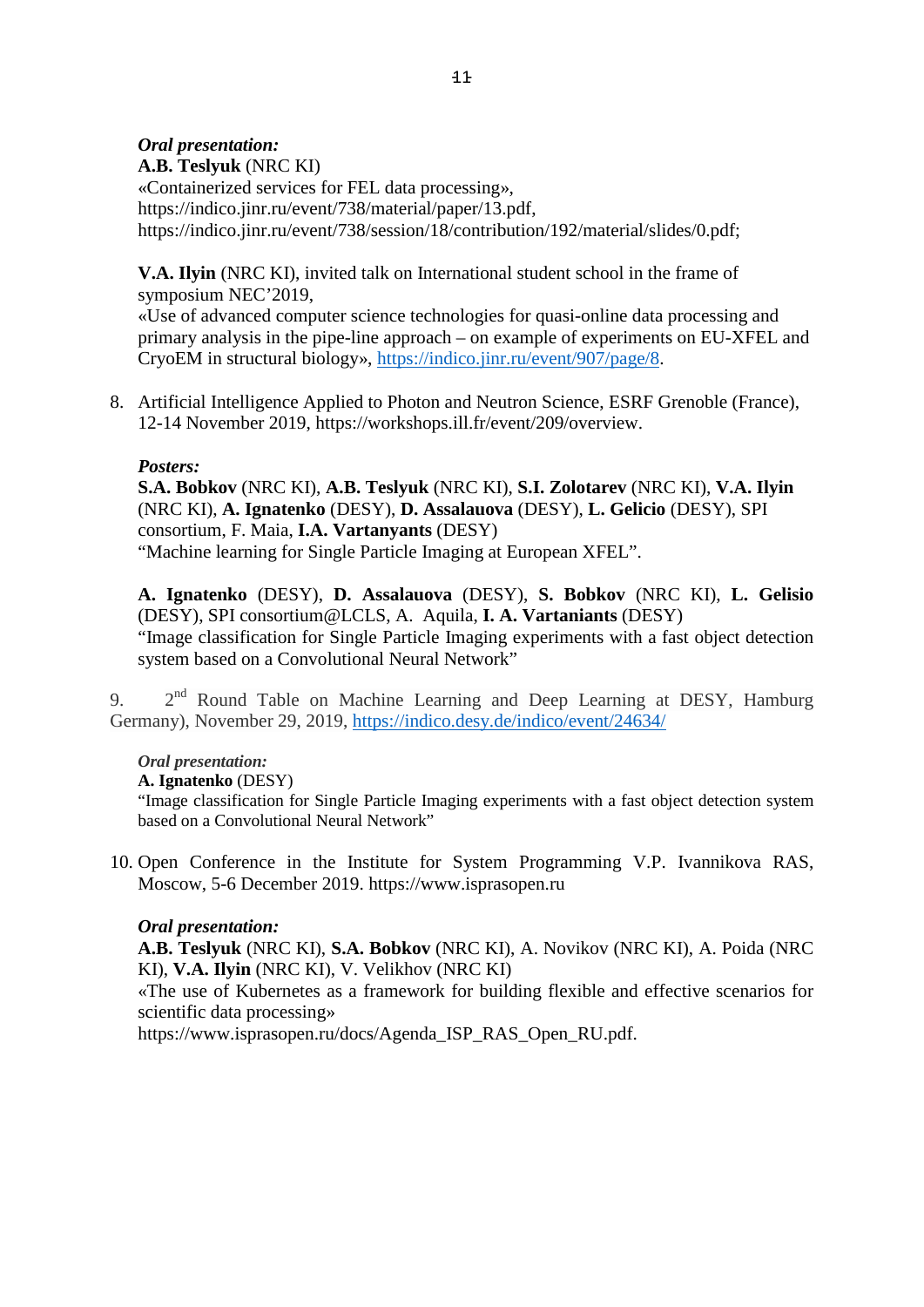*Oral presentation:*
**A.B. Teslyuk** (NRC KI)
«Containerized services for FEL data processing», https://indico.jinr.ru/event/738/material/paper/13.pdf, https://indico.jinr.ru/event/738/session/18/contribution/192/material/slides/0.pdf;

**V.A. Ilyin** (NRC KI), invited talk on International student school in the frame of symposium NEC'2019,
«Use of advanced computer science technologies for quasi-online data processing and primary analysis in the pipe-line approach – on example of experiments on EU-XFEL and CryoEM in structural biology», https://indico.jinr.ru/event/907/page/8.

8. Artificial Intelligence Applied to Photon and Neutron Science, ESRF Grenoble (France), 12-14 November 2019, https://workshops.ill.fr/event/209/overview.

*Posters:*
**S.A. Bobkov** (NRC KI), **A.B. Teslyuk** (NRC KI), **S.I. Zolotarev** (NRC KI), **V.A. Ilyin** (NRC KI), **A. Ignatenko** (DESY), **D. Assalauova** (DESY), **L. Gelicio** (DESY), SPI consortium, F. Maia, **I.A. Vartanyants** (DESY)
"Machine learning for Single Particle Imaging at European XFEL".

**A. Ignatenko** (DESY), **D. Assalauova** (DESY), **S. Bobkov** (NRC KI), **L. Gelisio** (DESY), SPI consortium@LCLS, A. Aquila, **I. A. Vartaniants** (DESY)
"Image classification for Single Particle Imaging experiments with a fast object detection system based on a Convolutional Neural Network"

9. 2nd Round Table on Machine Learning and Deep Learning at DESY, Hamburg Germany), November 29, 2019, https://indico.desy.de/indico/event/24634/

*Oral presentation:*
**A. Ignatenko** (DESY)
"Image classification for Single Particle Imaging experiments with a fast object detection system based on a Convolutional Neural Network"

10. Open Conference in the Institute for System Programming V.P. Ivannikova RAS, Moscow, 5-6 December 2019. https://www.isprasopen.ru

*Oral presentation:*
**A.B. Teslyuk** (NRC KI), **S.A. Bobkov** (NRC KI), A. Novikov (NRC KI), A. Poida (NRC KI), **V.A. Ilyin** (NRC KI), V. Velikhov (NRC KI)
«The use of Kubernetes as a framework for building flexible and effective scenarios for scientific data processing»
https://www.isprasopen.ru/docs/Agenda_ISP_RAS_Open_RU.pdf.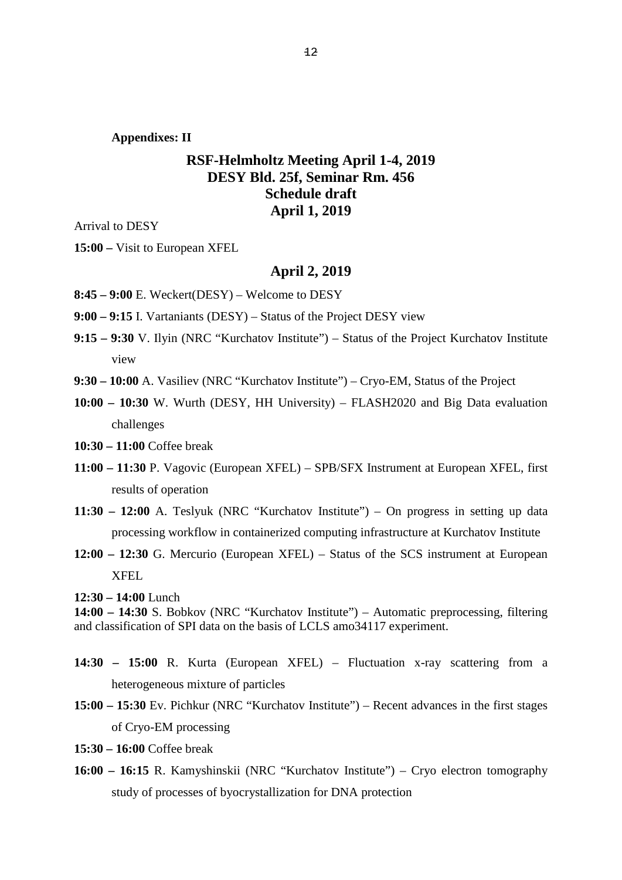**Appendixes: II**

## RSF-Helmholtz Meeting April 1-4, 2019
## DESY Bld. 25f, Seminar Rm. 456
## Schedule draft
## April 1, 2019

Arrival to DESY

**15:00 –** Visit to European XFEL

## April 2, 2019

**8:45 – 9:00** E. Weckert(DESY) – Welcome to DESY

**9:00 – 9:15** I. Vartaniants (DESY) – Status of the Project DESY view

**9:15 – 9:30** V. Ilyin (NRC "Kurchatov Institute") – Status of the Project Kurchatov Institute view

**9:30 – 10:00** A. Vasiliev (NRC "Kurchatov Institute") – Cryo-EM, Status of the Project

**10:00 – 10:30** W. Wurth (DESY, HH University) – FLASH2020 and Big Data evaluation challenges

**10:30 – 11:00** Coffee break

**11:00 – 11:30** P. Vagovic (European XFEL) – SPB/SFX Instrument at European XFEL, first results of operation

**11:30 – 12:00** A. Teslyuk (NRC "Kurchatov Institute") – On progress in setting up data processing workflow in containerized computing infrastructure at Kurchatov Institute

**12:00 – 12:30** G. Mercurio (European XFEL) – Status of the SCS instrument at European XFEL

**12:30 – 14:00** Lunch

**14:00 – 14:30** S. Bobkov (NRC "Kurchatov Institute") – Automatic preprocessing, filtering and classification of SPI data on the basis of LCLS amo34117 experiment.

**14:30 – 15:00** R. Kurta (European XFEL) – Fluctuation x-ray scattering from a heterogeneous mixture of particles

**15:00 – 15:30** Ev. Pichkur (NRC "Kurchatov Institute") – Recent advances in the first stages of Cryo-EM processing

**15:30 – 16:00** Coffee break

**16:00 – 16:15** R. Kamyshinskii (NRC "Kurchatov Institute") – Cryo electron tomography study of processes of byocrystallization for DNA protection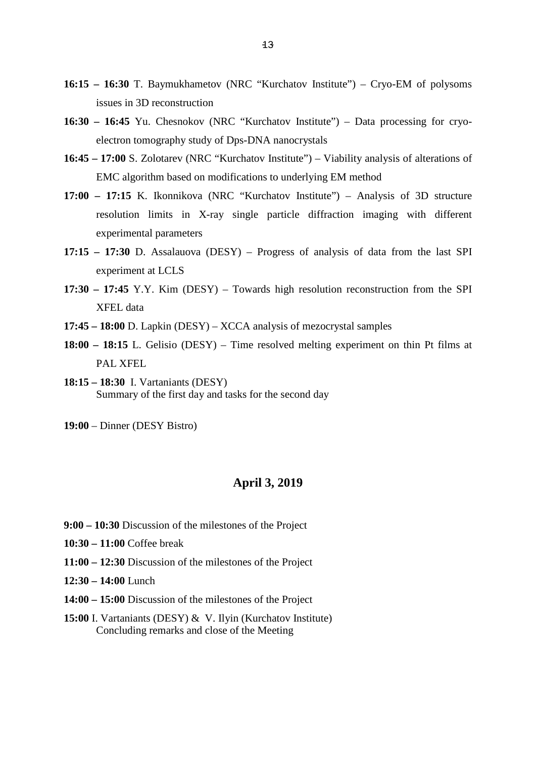**16:15 – 16:30** T. Baymukhametov (NRC "Kurchatov Institute") – Cryo-EM of polysoms issues in 3D reconstruction

**16:30 – 16:45** Yu. Chesnokov (NRC "Kurchatov Institute") – Data processing for cryo-electron tomography study of Dps-DNA nanocrystals

**16:45 – 17:00** S. Zolotarev (NRC "Kurchatov Institute") – Viability analysis of alterations of EMC algorithm based on modifications to underlying EM method

**17:00 – 17:15** K. Ikonnikova (NRC "Kurchatov Institute") – Analysis of 3D structure resolution limits in X-ray single particle diffraction imaging with different experimental parameters

**17:15 – 17:30** D. Assalauova (DESY) – Progress of analysis of data from the last SPI experiment at LCLS

**17:30 – 17:45** Y.Y. Kim (DESY) – Towards high resolution reconstruction from the SPI XFEL data

**17:45 – 18:00** D. Lapkin (DESY) – XCCA analysis of mezocrystal samples

**18:00 – 18:15** L. Gelisio (DESY) – Time resolved melting experiment on thin Pt films at PAL XFEL

**18:15 – 18:30** I. Vartaniants (DESY)
Summary of the first day and tasks for the second day

**19:00** – Dinner (DESY Bistro)

## April 3, 2019

**9:00 – 10:30** Discussion of the milestones of the Project

**10:30 – 11:00** Coffee break

**11:00 – 12:30** Discussion of the milestones of the Project

**12:30 – 14:00** Lunch

**14:00 – 15:00** Discussion of the milestones of the Project

**15:00** I. Vartaniants (DESY) & V. Ilyin (Kurchatov Institute)
Concluding remarks and close of the Meeting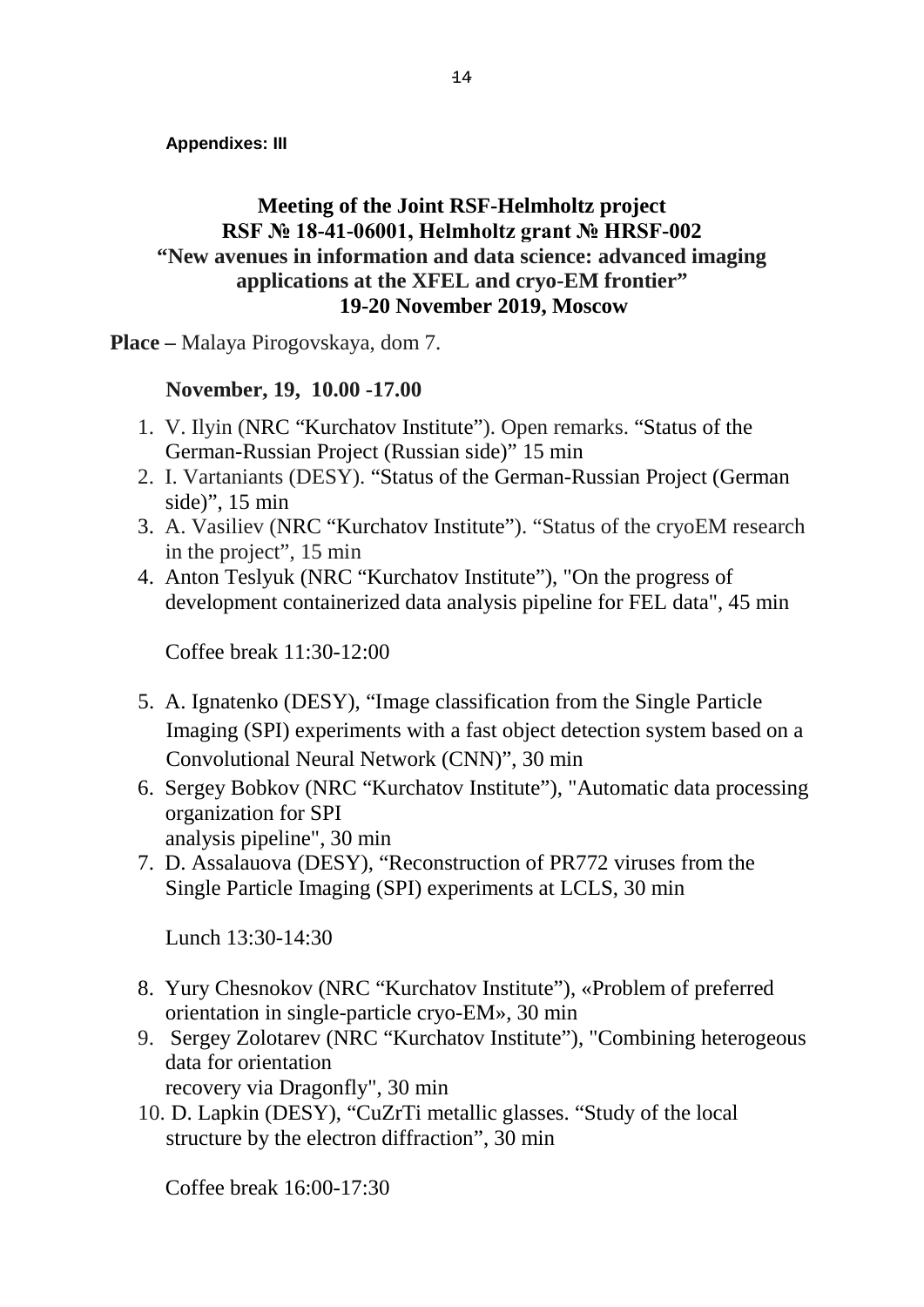**Appendixes: III**

**Meeting of the Joint RSF-Helmholtz project**
**RSF № 18-41-06001, Helmholtz grant № HRSF-002**
**"New avenues in information and data science: advanced imaging applications at the XFEL and cryo-EM frontier"**
**19-20 November 2019, Moscow**

**Place –** Malaya Pirogovskaya, dom 7.

**November, 19, 10.00 -17.00**

1. V. Ilyin (NRC "Kurchatov Institute"). Open remarks. "Status of the German-Russian Project (Russian side)" 15 min
2. I. Vartaniants (DESY). "Status of the German-Russian Project (German side)", 15 min
3. A. Vasiliev (NRC "Kurchatov Institute"). "Status of the cryoEM research in the project", 15 min
4. Anton Teslyuk (NRC "Kurchatov Institute"), "On the progress of development containerized data analysis pipeline for FEL data", 45 min

   Coffee break 11:30-12:00

5. A. Ignatenko (DESY), "Image classification from the Single Particle Imaging (SPI) experiments with a fast object detection system based on a Convolutional Neural Network (CNN)", 30 min
6. Sergey Bobkov (NRC "Kurchatov Institute"), "Automatic data processing organization for SPI
   analysis pipeline", 30 min
7. D. Assalauova (DESY), "Reconstruction of PR772 viruses from the Single Particle Imaging (SPI) experiments at LCLS, 30 min

   Lunch 13:30-14:30

8. Yury Chesnokov (NRC "Kurchatov Institute"), «Problem of preferred orientation in single-particle cryo-EM», 30 min
9. Sergey Zolotarev (NRC "Kurchatov Institute"), "Combining heterogeous data for orientation
   recovery via Dragonfly", 30 min
10. D. Lapkin (DESY), "CuZrTi metallic glasses. "Study of the local structure by the electron diffraction", 30 min

    Coffee break 16:00-17:30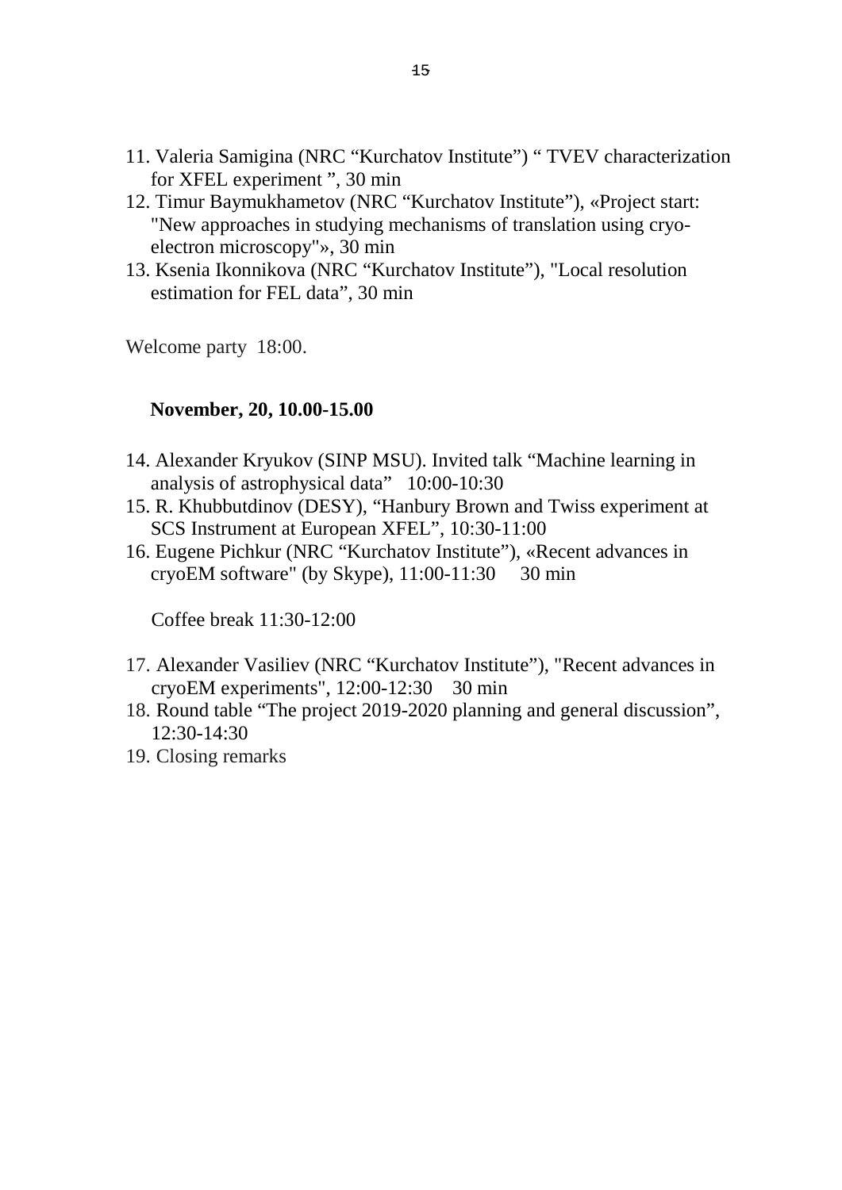11. Valeria Samigina (NRC “Kurchatov Institute”) “ TVEV characterization for XFEL experiment ”, 30 min
12. Timur Baymukhametov (NRC “Kurchatov Institute”), «Project start: "New approaches in studying mechanisms of translation using cryo-electron microscopy"», 30 min
13. Ksenia Ikonnikova (NRC “Kurchatov Institute”), "Local resolution estimation for FEL data”, 30 min

Welcome party 18:00.

**November, 20, 10.00-15.00**

14. Alexander Kryukov (SINP MSU). Invited talk “Machine learning in analysis of astrophysical data” 10:00-10:30
15. R. Khubbutdinov (DESY), “Hanbury Brown and Twiss experiment at SCS Instrument at European XFEL”, 10:30-11:00
16. Eugene Pichkur (NRC “Kurchatov Institute”), «Recent advances in cryoEM software" (by Skype), 11:00-11:30 30 min

    Coffee break 11:30-12:00

17. Alexander Vasiliev (NRC “Kurchatov Institute”), "Recent advances in cryoEM experiments", 12:00-12:30 30 min
18. Round table “The project 2019-2020 planning and general discussion”, 12:30-14:30
19. Closing remarks